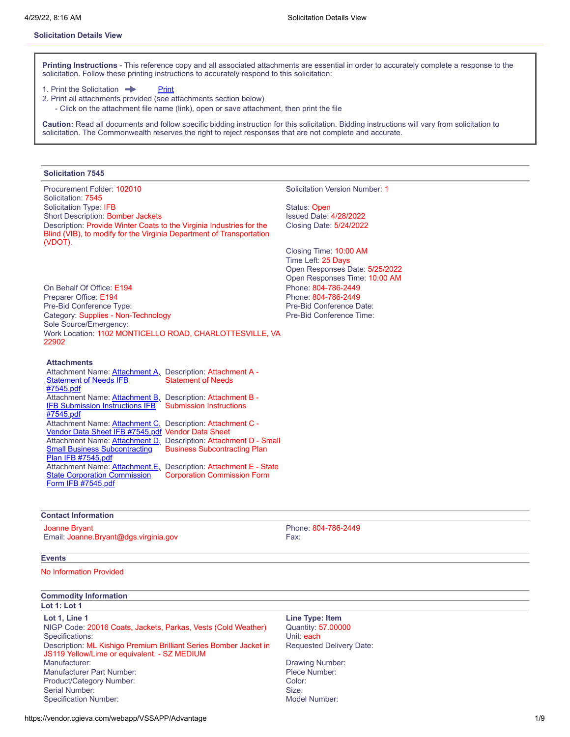## Solicitation Details View

**Printing Instructions** - This reference copy and all associated attachments are essential in order to accurately complete a response to the solicitation. Follow these printing instructions to accurately respond to this solicitation:

1. Print the Solicitation ➡ Print
2. Print all attachments provided (see attachments section below)
   - Click on the attachment file name (link), open or save attachment, then print the file

**Caution:** Read all documents and follow specific bidding instruction for this solicitation. Bidding instructions will vary from solicitation to solicitation. The Commonwealth reserves the right to reject responses that are not complete and accurate.

### Solicitation 7545

Procurement Folder: 102010
Solicitation: 7545
Solicitation Type: IFB
Short Description: Bomber Jackets
Description: Provide Winter Coats to the Virginia Industries for the Blind (VIB), to modify for the Virginia Department of Transportation (VDOT).

Solicitation Version Number: 1

Status: Open
Issued Date: 4/28/2022
Closing Date: 5/24/2022

Closing Time: 10:00 AM
Time Left: 25 Days
Open Responses Date: 5/25/2022
Open Responses Time: 10:00 AM

On Behalf Of Office: E194
Preparer Office: E194
Pre-Bid Conference Type:
Category: Supplies - Non-Technology
Sole Source/Emergency:
Work Location: 1102 MONTICELLO ROAD, CHARLOTTESVILLE, VA 22902

Phone: 804-786-2449
Phone: 804-786-2449
Pre-Bid Conference Date:
Pre-Bid Conference Time:

#### Attachments

| Attachment Name | Description |
|---|---|
| Attachment A, Statement of Needs IFB #7545.pdf | Attachment A - Statement of Needs |
| Attachment B, IFB Submission Instructions IFB #7545.pdf | Attachment B - Submission Instructions |
| Attachment C, Vendor Data Sheet IFB #7545.pdf | Attachment C - Vendor Data Sheet |
| Attachment D, Small Business Subcontracting Plan IFB #7545.pdf | Attachment D - Small Business Subcontracting Plan |
| Attachment E, State Corporation Commission Form IFB #7545.pdf | Attachment E - State Corporation Commission Form |

### Contact Information

Joanne Bryant
Email: Joanne.Bryant@dgs.virginia.gov

Phone: 804-786-2449
Fax:

### Events

No Information Provided

### Commodity Information

**Lot 1: Lot 1**

**Lot 1, Line 1**
NIGP Code: 20016 Coats, Jackets, Parkas, Vests (Cold Weather)
Specifications:
Description: ML Kishigo Premium Brilliant Series Bomber Jacket in JS119 Yellow/Lime or equivalent. - SZ MEDIUM
Manufacturer:
Manufacturer Part Number:
Product/Category Number:
Serial Number:
Specification Number:

**Line Type: Item**
Quantity: 57.00000
Unit: each
Requested Delivery Date:

Drawing Number:
Piece Number:
Color:
Size:
Model Number: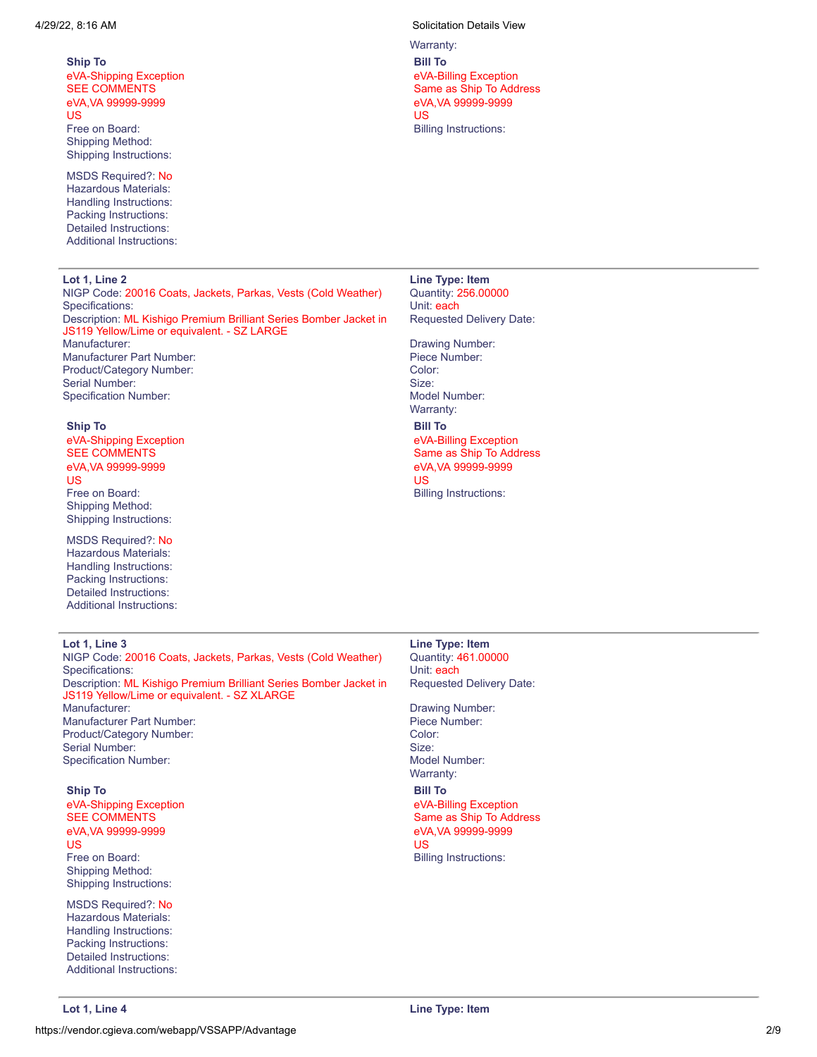Warranty:

**Ship To**
eVA-Shipping Exception
SEE COMMENTS
eVA,VA 99999-9999
US
Free on Board:
Shipping Method:
Shipping Instructions:

MSDS Required?: No
Hazardous Materials:
Handling Instructions:
Packing Instructions:
Detailed Instructions:
Additional Instructions:

**Bill To**
eVA-Billing Exception
Same as Ship To Address
eVA,VA 99999-9999
US
Billing Instructions:

---

**Lot 1, Line 2**
NIGP Code: 20016 Coats, Jackets, Parkas, Vests (Cold Weather)
Specifications:
Description: ML Kishigo Premium Brilliant Series Bomber Jacket in JS119 Yellow/Lime or equivalent. - SZ LARGE
Manufacturer:
Manufacturer Part Number:
Product/Category Number:
Serial Number:
Specification Number:

**Line Type: Item**
Quantity: 256.00000
Unit: each
Requested Delivery Date:

Drawing Number:
Piece Number:
Color:
Size:
Model Number:
Warranty:

**Ship To**
eVA-Shipping Exception
SEE COMMENTS
eVA,VA 99999-9999
US
Free on Board:
Shipping Method:
Shipping Instructions:

MSDS Required?: No
Hazardous Materials:
Handling Instructions:
Packing Instructions:
Detailed Instructions:
Additional Instructions:

**Bill To**
eVA-Billing Exception
Same as Ship To Address
eVA,VA 99999-9999
US
Billing Instructions:

---

**Lot 1, Line 3**
NIGP Code: 20016 Coats, Jackets, Parkas, Vests (Cold Weather)
Specifications:
Description: ML Kishigo Premium Brilliant Series Bomber Jacket in JS119 Yellow/Lime or equivalent. - SZ XLARGE
Manufacturer:
Manufacturer Part Number:
Product/Category Number:
Serial Number:
Specification Number:

**Line Type: Item**
Quantity: 461.00000
Unit: each
Requested Delivery Date:

Drawing Number:
Piece Number:
Color:
Size:
Model Number:
Warranty:

**Ship To**
eVA-Shipping Exception
SEE COMMENTS
eVA,VA 99999-9999
US
Free on Board:
Shipping Method:
Shipping Instructions:

MSDS Required?: No
Hazardous Materials:
Handling Instructions:
Packing Instructions:
Detailed Instructions:
Additional Instructions:

**Bill To**
eVA-Billing Exception
Same as Ship To Address
eVA,VA 99999-9999
US
Billing Instructions:

---

**Lot 1, Line 4**

**Line Type: Item**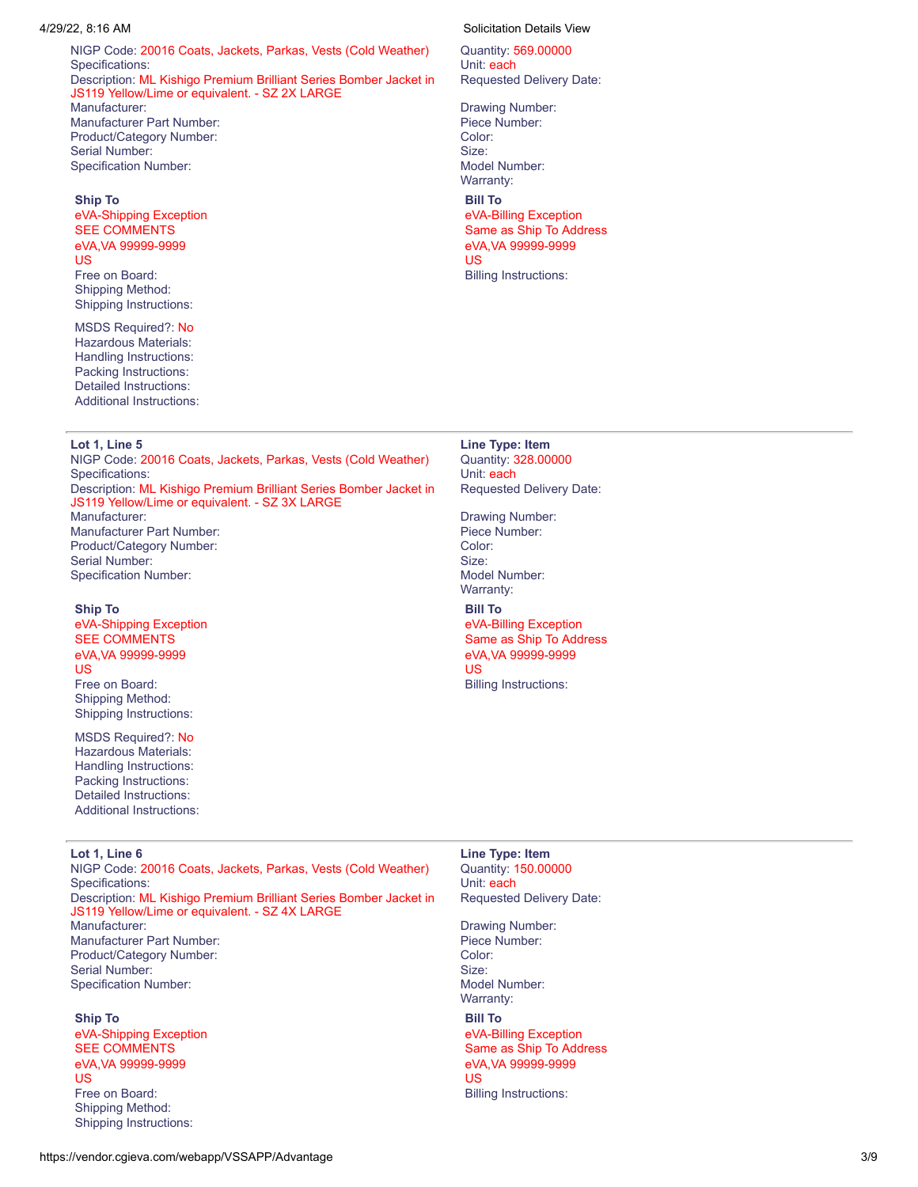NIGP Code: 20016 Coats, Jackets, Parkas, Vests (Cold Weather)
Specifications:
Description: ML Kishigo Premium Brilliant Series Bomber Jacket in JS119 Yellow/Lime or equivalent. - SZ 2X LARGE
Manufacturer:
Manufacturer Part Number:
Product/Category Number:
Serial Number:
Specification Number:

Quantity: 569.00000
Unit: each
Requested Delivery Date:

Drawing Number:
Piece Number:
Color:
Size:
Model Number:
Warranty:

**Ship To**
eVA-Shipping Exception
SEE COMMENTS
eVA,VA 99999-9999
US
Free on Board:
Shipping Method:
Shipping Instructions:

**Bill To**
eVA-Billing Exception
Same as Ship To Address
eVA,VA 99999-9999
US
Billing Instructions:

MSDS Required?: No
Hazardous Materials:
Handling Instructions:
Packing Instructions:
Detailed Instructions:
Additional Instructions:

---

**Lot 1, Line 5**
NIGP Code: 20016 Coats, Jackets, Parkas, Vests (Cold Weather)
Specifications:
Description: ML Kishigo Premium Brilliant Series Bomber Jacket in JS119 Yellow/Lime or equivalent. - SZ 3X LARGE
Manufacturer:
Manufacturer Part Number:
Product/Category Number:
Serial Number:
Specification Number:

**Line Type: Item**
Quantity: 328.00000
Unit: each
Requested Delivery Date:

Drawing Number:
Piece Number:
Color:
Size:
Model Number:
Warranty:

**Ship To**
eVA-Shipping Exception
SEE COMMENTS
eVA,VA 99999-9999
US
Free on Board:
Shipping Method:
Shipping Instructions:

**Bill To**
eVA-Billing Exception
Same as Ship To Address
eVA,VA 99999-9999
US
Billing Instructions:

MSDS Required?: No
Hazardous Materials:
Handling Instructions:
Packing Instructions:
Detailed Instructions:
Additional Instructions:

---

**Lot 1, Line 6**
NIGP Code: 20016 Coats, Jackets, Parkas, Vests (Cold Weather)
Specifications:
Description: ML Kishigo Premium Brilliant Series Bomber Jacket in JS119 Yellow/Lime or equivalent. - SZ 4X LARGE
Manufacturer:
Manufacturer Part Number:
Product/Category Number:
Serial Number:
Specification Number:

**Line Type: Item**
Quantity: 150.00000
Unit: each
Requested Delivery Date:

Drawing Number:
Piece Number:
Color:
Size:
Model Number:
Warranty:

**Ship To**
eVA-Shipping Exception
SEE COMMENTS
eVA,VA 99999-9999
US
Free on Board:
Shipping Method:
Shipping Instructions:

**Bill To**
eVA-Billing Exception
Same as Ship To Address
eVA,VA 99999-9999
US
Billing Instructions: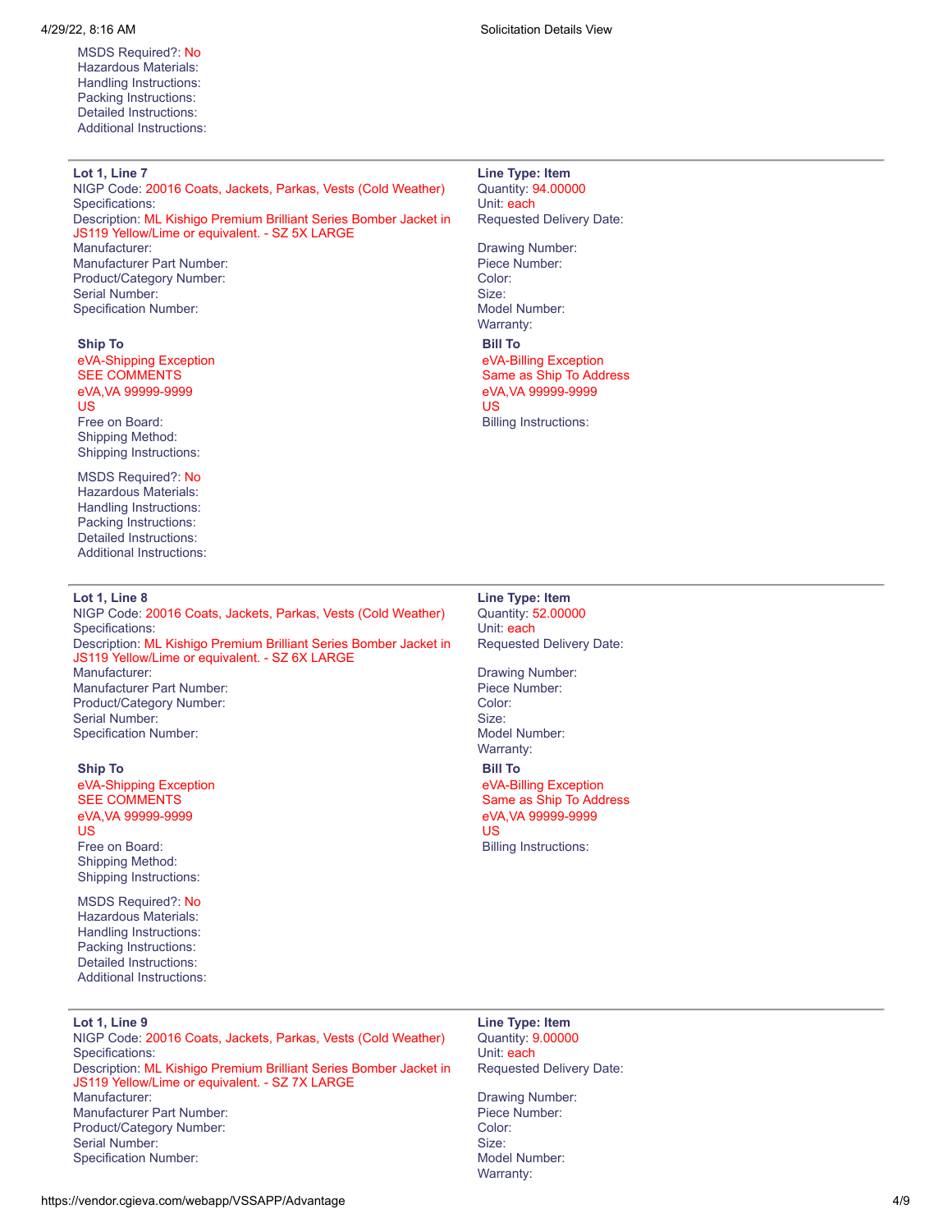MSDS Required?: No
Hazardous Materials:
Handling Instructions:
Packing Instructions:
Detailed Instructions:
Additional Instructions:

---

**Lot 1, Line 7**
NIGP Code: 20016 Coats, Jackets, Parkas, Vests (Cold Weather)
Specifications:
Description: ML Kishigo Premium Brilliant Series Bomber Jacket in JS119 Yellow/Lime or equivalent. - SZ 5X LARGE
Manufacturer:
Manufacturer Part Number:
Product/Category Number:
Serial Number:
Specification Number:

**Line Type: Item**
Quantity: 94.00000
Unit: each
Requested Delivery Date:

Drawing Number:
Piece Number:
Color:
Size:
Model Number:
Warranty:

**Ship To**
eVA-Shipping Exception
SEE COMMENTS
eVA,VA 99999-9999
US
Free on Board:
Shipping Method:
Shipping Instructions:

**Bill To**
eVA-Billing Exception
Same as Ship To Address
eVA,VA 99999-9999
US
Billing Instructions:

MSDS Required?: No
Hazardous Materials:
Handling Instructions:
Packing Instructions:
Detailed Instructions:
Additional Instructions:

---

**Lot 1, Line 8**
NIGP Code: 20016 Coats, Jackets, Parkas, Vests (Cold Weather)
Specifications:
Description: ML Kishigo Premium Brilliant Series Bomber Jacket in JS119 Yellow/Lime or equivalent. - SZ 6X LARGE
Manufacturer:
Manufacturer Part Number:
Product/Category Number:
Serial Number:
Specification Number:

**Line Type: Item**
Quantity: 52.00000
Unit: each
Requested Delivery Date:

Drawing Number:
Piece Number:
Color:
Size:
Model Number:
Warranty:

**Ship To**
eVA-Shipping Exception
SEE COMMENTS
eVA,VA 99999-9999
US
Free on Board:
Shipping Method:
Shipping Instructions:

**Bill To**
eVA-Billing Exception
Same as Ship To Address
eVA,VA 99999-9999
US
Billing Instructions:

MSDS Required?: No
Hazardous Materials:
Handling Instructions:
Packing Instructions:
Detailed Instructions:
Additional Instructions:

---

**Lot 1, Line 9**
NIGP Code: 20016 Coats, Jackets, Parkas, Vests (Cold Weather)
Specifications:
Description: ML Kishigo Premium Brilliant Series Bomber Jacket in JS119 Yellow/Lime or equivalent. - SZ 7X LARGE
Manufacturer:
Manufacturer Part Number:
Product/Category Number:
Serial Number:
Specification Number:

**Line Type: Item**
Quantity: 9.00000
Unit: each
Requested Delivery Date:

Drawing Number:
Piece Number:
Color:
Size:
Model Number:
Warranty: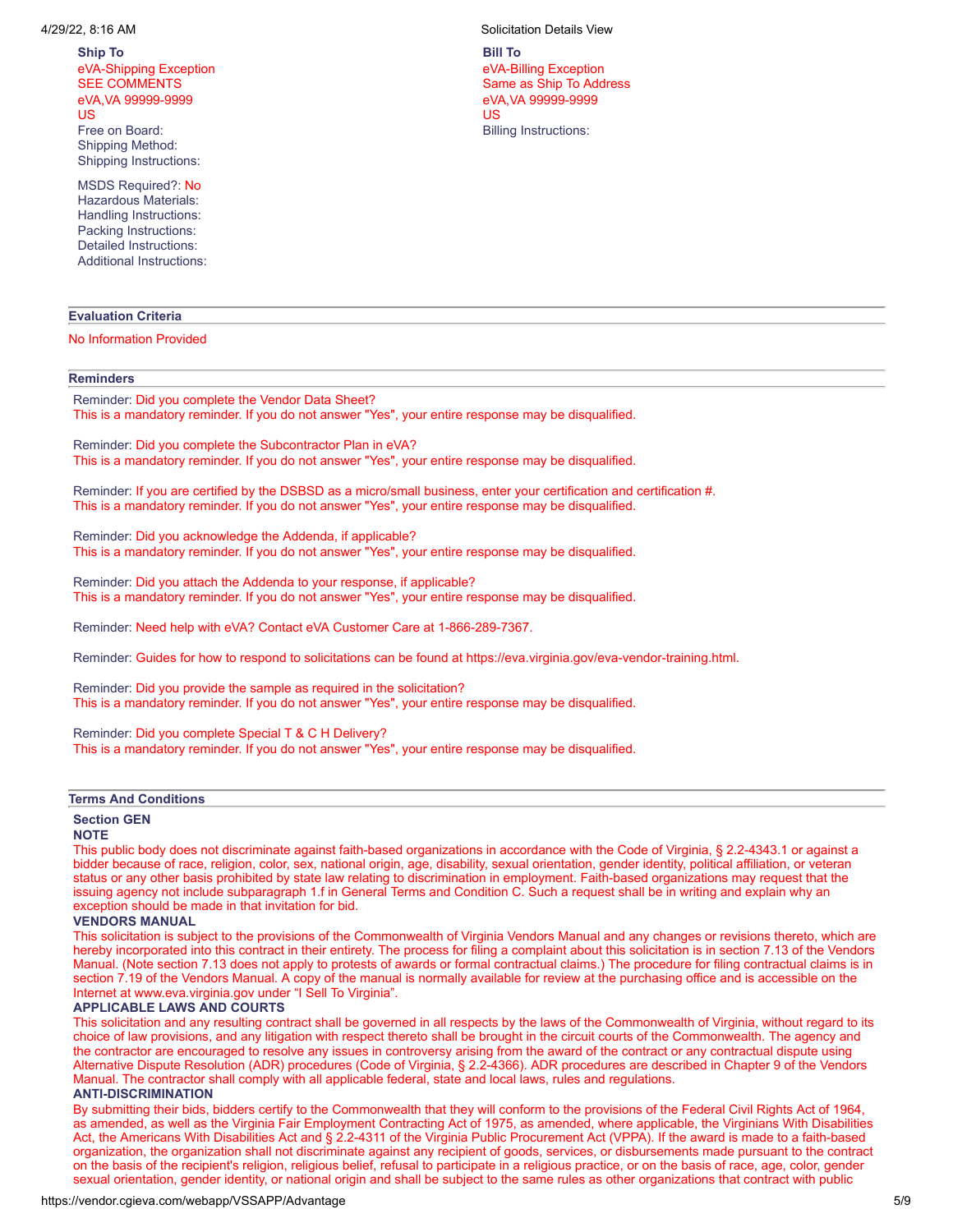**Ship To**
eVA-Shipping Exception
SEE COMMENTS
eVA,VA 99999-9999
US
Free on Board:
Shipping Method:
Shipping Instructions:

MSDS Required?: No
Hazardous Materials:
Handling Instructions:
Packing Instructions:
Detailed Instructions:
Additional Instructions:

**Bill To**
eVA-Billing Exception
Same as Ship To Address
eVA,VA 99999-9999
US
Billing Instructions:

## Evaluation Criteria

No Information Provided

## Reminders

Reminder: Did you complete the Vendor Data Sheet?
This is a mandatory reminder. If you do not answer "Yes", your entire response may be disqualified.

Reminder: Did you complete the Subcontractor Plan in eVA?
This is a mandatory reminder. If you do not answer "Yes", your entire response may be disqualified.

Reminder: If you are certified by the DSBSD as a micro/small business, enter your certification and certification #.
This is a mandatory reminder. If you do not answer "Yes", your entire response may be disqualified.

Reminder: Did you acknowledge the Addenda, if applicable?
This is a mandatory reminder. If you do not answer "Yes", your entire response may be disqualified.

Reminder: Did you attach the Addenda to your response, if applicable?
This is a mandatory reminder. If you do not answer "Yes", your entire response may be disqualified.

Reminder: Need help with eVA? Contact eVA Customer Care at 1-866-289-7367.

Reminder: Guides for how to respond to solicitations can be found at https://eva.virginia.gov/eva-vendor-training.html.

Reminder: Did you provide the sample as required in the solicitation?
This is a mandatory reminder. If you do not answer "Yes", your entire response may be disqualified.

Reminder: Did you complete Special T & C H Delivery?
This is a mandatory reminder. If you do not answer "Yes", your entire response may be disqualified.

## Terms And Conditions

### Section GEN

**NOTE**

This public body does not discriminate against faith-based organizations in accordance with the Code of Virginia, § 2.2-4343.1 or against a bidder because of race, religion, color, sex, national origin, age, disability, sexual orientation, gender identity, political affiliation, or veteran status or any other basis prohibited by state law relating to discrimination in employment. Faith-based organizations may request that the issuing agency not include subparagraph 1.f in General Terms and Condition C. Such a request shall be in writing and explain why an exception should be made in that invitation for bid.

**VENDORS MANUAL**

This solicitation is subject to the provisions of the Commonwealth of Virginia Vendors Manual and any changes or revisions thereto, which are hereby incorporated into this contract in their entirety. The process for filing a complaint about this solicitation is in section 7.13 of the Vendors Manual. (Note section 7.13 does not apply to protests of awards or formal contractual claims.) The procedure for filing contractual claims is in section 7.19 of the Vendors Manual. A copy of the manual is normally available for review at the purchasing office and is accessible on the Internet at www.eva.virginia.gov under "I Sell To Virginia".

**APPLICABLE LAWS AND COURTS**

This solicitation and any resulting contract shall be governed in all respects by the laws of the Commonwealth of Virginia, without regard to its choice of law provisions, and any litigation with respect thereto shall be brought in the circuit courts of the Commonwealth. The agency and the contractor are encouraged to resolve any issues in controversy arising from the award of the contract or any contractual dispute using Alternative Dispute Resolution (ADR) procedures (Code of Virginia, § 2.2-4366). ADR procedures are described in Chapter 9 of the Vendors Manual. The contractor shall comply with all applicable federal, state and local laws, rules and regulations.

**ANTI-DISCRIMINATION**

By submitting their bids, bidders certify to the Commonwealth that they will conform to the provisions of the Federal Civil Rights Act of 1964, as amended, as well as the Virginia Fair Employment Contracting Act of 1975, as amended, where applicable, the Virginians With Disabilities Act, the Americans With Disabilities Act and § 2.2-4311 of the Virginia Public Procurement Act (VPPA). If the award is made to a faith-based organization, the organization shall not discriminate against any recipient of goods, services, or disbursements made pursuant to the contract on the basis of the recipient's religion, religious belief, refusal to participate in a religious practice, or on the basis of race, age, color, gender sexual orientation, gender identity, or national origin and shall be subject to the same rules as other organizations that contract with public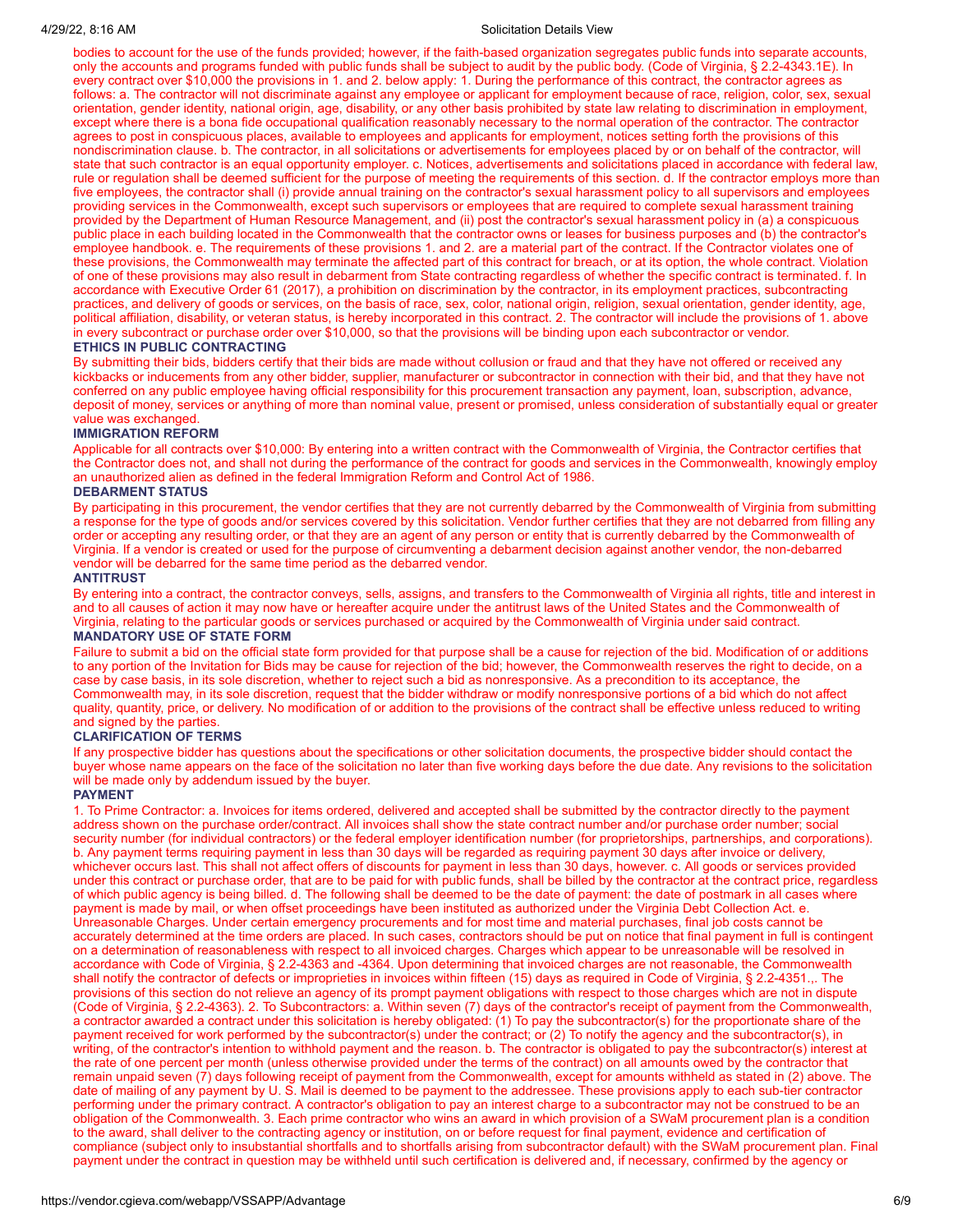bodies to account for the use of the funds provided; however, if the faith-based organization segregates public funds into separate accounts, only the accounts and programs funded with public funds shall be subject to audit by the public body. (Code of Virginia, § 2.2-4343.1E). In every contract over $10,000 the provisions in 1. and 2. below apply: 1. During the performance of this contract, the contractor agrees as follows: a. The contractor will not discriminate against any employee or applicant for employment because of race, religion, color, sex, sexual orientation, gender identity, national origin, age, disability, or any other basis prohibited by state law relating to discrimination in employment, except where there is a bona fide occupational qualification reasonably necessary to the normal operation of the contractor. The contractor agrees to post in conspicuous places, available to employees and applicants for employment, notices setting forth the provisions of this nondiscrimination clause. b. The contractor, in all solicitations or advertisements for employees placed by or on behalf of the contractor, will state that such contractor is an equal opportunity employer. c. Notices, advertisements and solicitations placed in accordance with federal law, rule or regulation shall be deemed sufficient for the purpose of meeting the requirements of this section. d. If the contractor employs more than five employees, the contractor shall (i) provide annual training on the contractor's sexual harassment policy to all supervisors and employees providing services in the Commonwealth, except such supervisors or employees that are required to complete sexual harassment training provided by the Department of Human Resource Management, and (ii) post the contractor's sexual harassment policy in (a) a conspicuous public place in each building located in the Commonwealth that the contractor owns or leases for business purposes and (b) the contractor's employee handbook. e. The requirements of these provisions 1. and 2. are a material part of the contract. If the Contractor violates one of these provisions, the Commonwealth may terminate the affected part of this contract for breach, or at its option, the whole contract. Violation of one of these provisions may also result in debarment from State contracting regardless of whether the specific contract is terminated. f. In accordance with Executive Order 61 (2017), a prohibition on discrimination by the contractor, in its employment practices, subcontracting practices, and delivery of goods or services, on the basis of race, sex, color, national origin, religion, sexual orientation, gender identity, age, political affiliation, disability, or veteran status, is hereby incorporated in this contract. 2. The contractor will include the provisions of 1. above in every subcontract or purchase order over $10,000, so that the provisions will be binding upon each subcontractor or vendor.

**ETHICS IN PUBLIC CONTRACTING**

By submitting their bids, bidders certify that their bids are made without collusion or fraud and that they have not offered or received any kickbacks or inducements from any other bidder, supplier, manufacturer or subcontractor in connection with their bid, and that they have not conferred on any public employee having official responsibility for this procurement transaction any payment, loan, subscription, advance, deposit of money, services or anything of more than nominal value, present or promised, unless consideration of substantially equal or greater value was exchanged.

**IMMIGRATION REFORM**

Applicable for all contracts over $10,000: By entering into a written contract with the Commonwealth of Virginia, the Contractor certifies that the Contractor does not, and shall not during the performance of the contract for goods and services in the Commonwealth, knowingly employ an unauthorized alien as defined in the federal Immigration Reform and Control Act of 1986.

**DEBARMENT STATUS**

By participating in this procurement, the vendor certifies that they are not currently debarred by the Commonwealth of Virginia from submitting a response for the type of goods and/or services covered by this solicitation. Vendor further certifies that they are not debarred from filling any order or accepting any resulting order, or that they are an agent of any person or entity that is currently debarred by the Commonwealth of Virginia. If a vendor is created or used for the purpose of circumventing a debarment decision against another vendor, the non-debarred vendor will be debarred for the same time period as the debarred vendor.

**ANTITRUST**

By entering into a contract, the contractor conveys, sells, assigns, and transfers to the Commonwealth of Virginia all rights, title and interest in and to all causes of action it may now have or hereafter acquire under the antitrust laws of the United States and the Commonwealth of Virginia, relating to the particular goods or services purchased or acquired by the Commonwealth of Virginia under said contract.

**MANDATORY USE OF STATE FORM**

Failure to submit a bid on the official state form provided for that purpose shall be a cause for rejection of the bid. Modification of or additions to any portion of the Invitation for Bids may be cause for rejection of the bid; however, the Commonwealth reserves the right to decide, on a case by case basis, in its sole discretion, whether to reject such a bid as nonresponsive. As a precondition to its acceptance, the Commonwealth may, in its sole discretion, request that the bidder withdraw or modify nonresponsive portions of a bid which do not affect quality, quantity, price, or delivery. No modification of or addition to the provisions of the contract shall be effective unless reduced to writing and signed by the parties.

**CLARIFICATION OF TERMS**

If any prospective bidder has questions about the specifications or other solicitation documents, the prospective bidder should contact the buyer whose name appears on the face of the solicitation no later than five working days before the due date. Any revisions to the solicitation will be made only by addendum issued by the buyer.

**PAYMENT**

1. To Prime Contractor: a. Invoices for items ordered, delivered and accepted shall be submitted by the contractor directly to the payment address shown on the purchase order/contract. All invoices shall show the state contract number and/or purchase order number; social security number (for individual contractors) or the federal employer identification number (for proprietorships, partnerships, and corporations). b. Any payment terms requiring payment in less than 30 days will be regarded as requiring payment 30 days after invoice or delivery, whichever occurs last. This shall not affect offers of discounts for payment in less than 30 days, however. c. All goods or services provided under this contract or purchase order, that are to be paid for with public funds, shall be billed by the contractor at the contract price, regardless of which public agency is being billed. d. The following shall be deemed to be the date of payment: the date of postmark in all cases where payment is made by mail, or when offset proceedings have been instituted as authorized under the Virginia Debt Collection Act. e. Unreasonable Charges. Under certain emergency procurements and for most time and material purchases, final job costs cannot be accurately determined at the time orders are placed. In such cases, contractors should be put on notice that final payment in full is contingent on a determination of reasonableness with respect to all invoiced charges. Charges which appear to be unreasonable will be resolved in accordance with Code of Virginia, § 2.2-4363 and -4364. Upon determining that invoiced charges are not reasonable, the Commonwealth shall notify the contractor of defects or improprieties in invoices within fifteen (15) days as required in Code of Virginia, § 2.2-4351.,. The provisions of this section do not relieve an agency of its prompt payment obligations with respect to those charges which are not in dispute (Code of Virginia, § 2.2-4363). 2. To Subcontractors: a. Within seven (7) days of the contractor's receipt of payment from the Commonwealth, a contractor awarded a contract under this solicitation is hereby obligated: (1) To pay the subcontractor(s) for the proportionate share of the payment received for work performed by the subcontractor(s) under the contract; or (2) To notify the agency and the subcontractor(s), in writing, of the contractor's intention to withhold payment and the reason. b. The contractor is obligated to pay the subcontractor(s) interest at the rate of one percent per month (unless otherwise provided under the terms of the contract) on all amounts owed by the contractor that remain unpaid seven (7) days following receipt of payment from the Commonwealth, except for amounts withheld as stated in (2) above. The date of mailing of any payment by U. S. Mail is deemed to be payment to the addressee. These provisions apply to each sub-tier contractor performing under the primary contract. A contractor's obligation to pay an interest charge to a subcontractor may not be construed to be an obligation of the Commonwealth. 3. Each prime contractor who wins an award in which provision of a SWaM procurement plan is a condition to the award, shall deliver to the contracting agency or institution, on or before request for final payment, evidence and certification of compliance (subject only to insubstantial shortfalls and to shortfalls arising from subcontractor default) with the SWaM procurement plan. Final payment under the contract in question may be withheld until such certification is delivered and, if necessary, confirmed by the agency or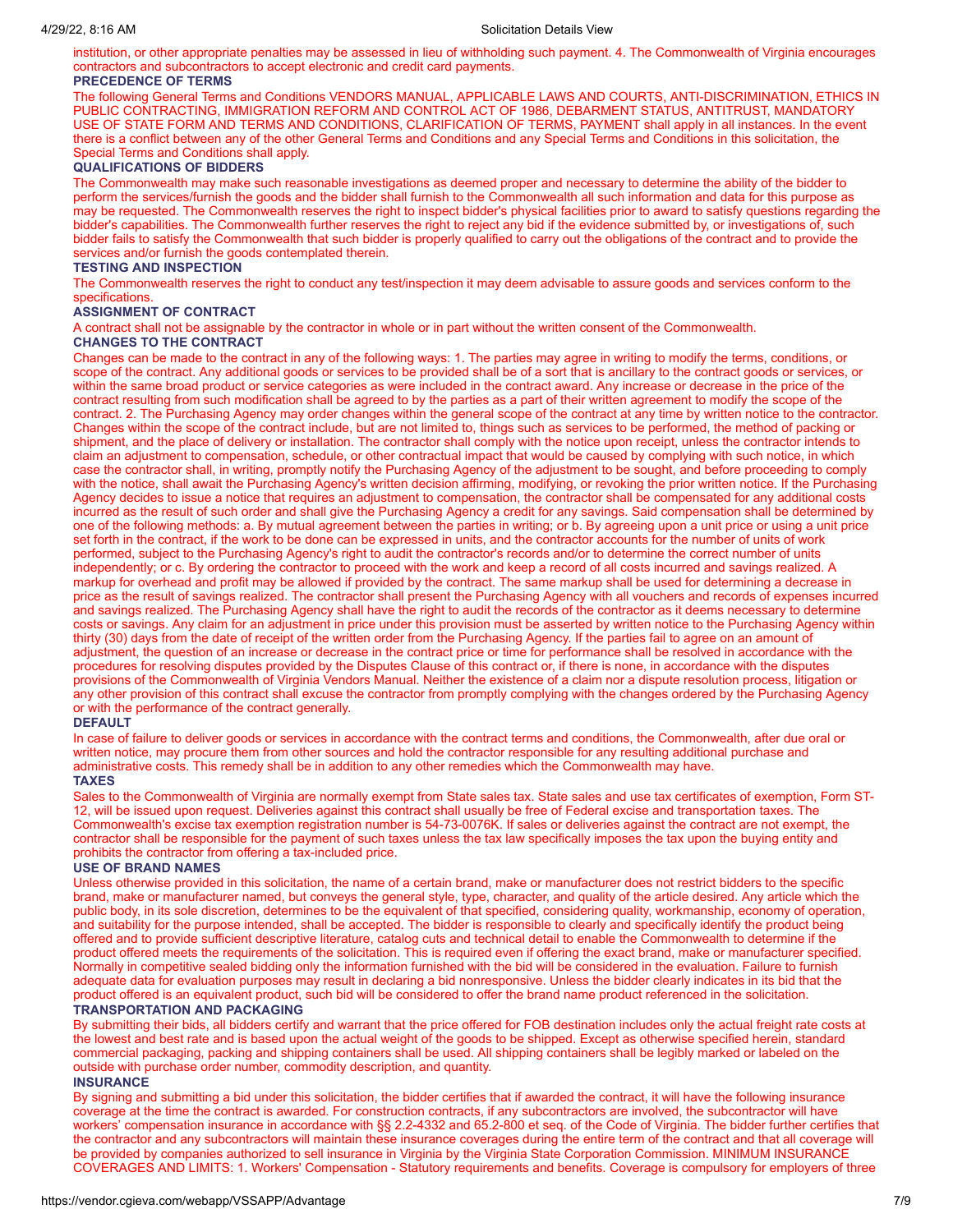institution, or other appropriate penalties may be assessed in lieu of withholding such payment. 4. The Commonwealth of Virginia encourages contractors and subcontractors to accept electronic and credit card payments.

**PRECEDENCE OF TERMS**

The following General Terms and Conditions VENDORS MANUAL, APPLICABLE LAWS AND COURTS, ANTI-DISCRIMINATION, ETHICS IN PUBLIC CONTRACTING, IMMIGRATION REFORM AND CONTROL ACT OF 1986, DEBARMENT STATUS, ANTITRUST, MANDATORY USE OF STATE FORM AND TERMS AND CONDITIONS, CLARIFICATION OF TERMS, PAYMENT shall apply in all instances. In the event there is a conflict between any of the other General Terms and Conditions and any Special Terms and Conditions in this solicitation, the Special Terms and Conditions shall apply.

**QUALIFICATIONS OF BIDDERS**

The Commonwealth may make such reasonable investigations as deemed proper and necessary to determine the ability of the bidder to perform the services/furnish the goods and the bidder shall furnish to the Commonwealth all such information and data for this purpose as may be requested. The Commonwealth reserves the right to inspect bidder's physical facilities prior to award to satisfy questions regarding the bidder's capabilities. The Commonwealth further reserves the right to reject any bid if the evidence submitted by, or investigations of, such bidder fails to satisfy the Commonwealth that such bidder is properly qualified to carry out the obligations of the contract and to provide the services and/or furnish the goods contemplated therein.

**TESTING AND INSPECTION**

The Commonwealth reserves the right to conduct any test/inspection it may deem advisable to assure goods and services conform to the specifications.

**ASSIGNMENT OF CONTRACT**

A contract shall not be assignable by the contractor in whole or in part without the written consent of the Commonwealth.

**CHANGES TO THE CONTRACT**

Changes can be made to the contract in any of the following ways: 1. The parties may agree in writing to modify the terms, conditions, or scope of the contract. Any additional goods or services to be provided shall be of a sort that is ancillary to the contract goods or services, or within the same broad product or service categories as were included in the contract award. Any increase or decrease in the price of the contract resulting from such modification shall be agreed to by the parties as a part of their written agreement to modify the scope of the contract. 2. The Purchasing Agency may order changes within the general scope of the contract at any time by written notice to the contractor. Changes within the scope of the contract include, but are not limited to, things such as services to be performed, the method of packing or shipment, and the place of delivery or installation. The contractor shall comply with the notice upon receipt, unless the contractor intends to claim an adjustment to compensation, schedule, or other contractual impact that would be caused by complying with such notice, in which case the contractor shall, in writing, promptly notify the Purchasing Agency of the adjustment to be sought, and before proceeding to comply with the notice, shall await the Purchasing Agency's written decision affirming, modifying, or revoking the prior written notice. If the Purchasing Agency decides to issue a notice that requires an adjustment to compensation, the contractor shall be compensated for any additional costs incurred as the result of such order and shall give the Purchasing Agency a credit for any savings. Said compensation shall be determined by one of the following methods: a. By mutual agreement between the parties in writing; or b. By agreeing upon a unit price or using a unit price set forth in the contract, if the work to be done can be expressed in units, and the contractor accounts for the number of units of work performed, subject to the Purchasing Agency's right to audit the contractor's records and/or to determine the correct number of units independently; or c. By ordering the contractor to proceed with the work and keep a record of all costs incurred and savings realized. A markup for overhead and profit may be allowed if provided by the contract. The same markup shall be used for determining a decrease in price as the result of savings realized. The contractor shall present the Purchasing Agency with all vouchers and records of expenses incurred and savings realized. The Purchasing Agency shall have the right to audit the records of the contractor as it deems necessary to determine costs or savings. Any claim for an adjustment in price under this provision must be asserted by written notice to the Purchasing Agency within thirty (30) days from the date of receipt of the written order from the Purchasing Agency. If the parties fail to agree on an amount of adjustment, the question of an increase or decrease in the contract price or time for performance shall be resolved in accordance with the procedures for resolving disputes provided by the Disputes Clause of this contract or, if there is none, in accordance with the disputes provisions of the Commonwealth of Virginia Vendors Manual. Neither the existence of a claim nor a dispute resolution process, litigation or any other provision of this contract shall excuse the contractor from promptly complying with the changes ordered by the Purchasing Agency or with the performance of the contract generally.

**DEFAULT**

In case of failure to deliver goods or services in accordance with the contract terms and conditions, the Commonwealth, after due oral or written notice, may procure them from other sources and hold the contractor responsible for any resulting additional purchase and administrative costs. This remedy shall be in addition to any other remedies which the Commonwealth may have.

**TAXES**

Sales to the Commonwealth of Virginia are normally exempt from State sales tax. State sales and use tax certificates of exemption, Form ST-12, will be issued upon request. Deliveries against this contract shall usually be free of Federal excise and transportation taxes. The Commonwealth's excise tax exemption registration number is 54-73-0076K. If sales or deliveries against the contract are not exempt, the contractor shall be responsible for the payment of such taxes unless the tax law specifically imposes the tax upon the buying entity and prohibits the contractor from offering a tax-included price.

**USE OF BRAND NAMES**

Unless otherwise provided in this solicitation, the name of a certain brand, make or manufacturer does not restrict bidders to the specific brand, make or manufacturer named, but conveys the general style, type, character, and quality of the article desired. Any article which the public body, in its sole discretion, determines to be the equivalent of that specified, considering quality, workmanship, economy of operation, and suitability for the purpose intended, shall be accepted. The bidder is responsible to clearly and specifically identify the product being offered and to provide sufficient descriptive literature, catalog cuts and technical detail to enable the Commonwealth to determine if the product offered meets the requirements of the solicitation. This is required even if offering the exact brand, make or manufacturer specified. Normally in competitive sealed bidding only the information furnished with the bid will be considered in the evaluation. Failure to furnish adequate data for evaluation purposes may result in declaring a bid nonresponsive. Unless the bidder clearly indicates in its bid that the product offered is an equivalent product, such bid will be considered to offer the brand name product referenced in the solicitation.

**TRANSPORTATION AND PACKAGING**

By submitting their bids, all bidders certify and warrant that the price offered for FOB destination includes only the actual freight rate costs at the lowest and best rate and is based upon the actual weight of the goods to be shipped. Except as otherwise specified herein, standard commercial packaging, packing and shipping containers shall be used. All shipping containers shall be legibly marked or labeled on the outside with purchase order number, commodity description, and quantity.

**INSURANCE**

By signing and submitting a bid under this solicitation, the bidder certifies that if awarded the contract, it will have the following insurance coverage at the time the contract is awarded. For construction contracts, if any subcontractors are involved, the subcontractor will have workers' compensation insurance in accordance with §§ 2.2-4332 and 65.2-800 et seq. of the Code of Virginia. The bidder further certifies that the contractor and any subcontractors will maintain these insurance coverages during the entire term of the contract and that all coverage will be provided by companies authorized to sell insurance in Virginia by the Virginia State Corporation Commission. MINIMUM INSURANCE COVERAGES AND LIMITS: 1. Workers' Compensation - Statutory requirements and benefits. Coverage is compulsory for employers of three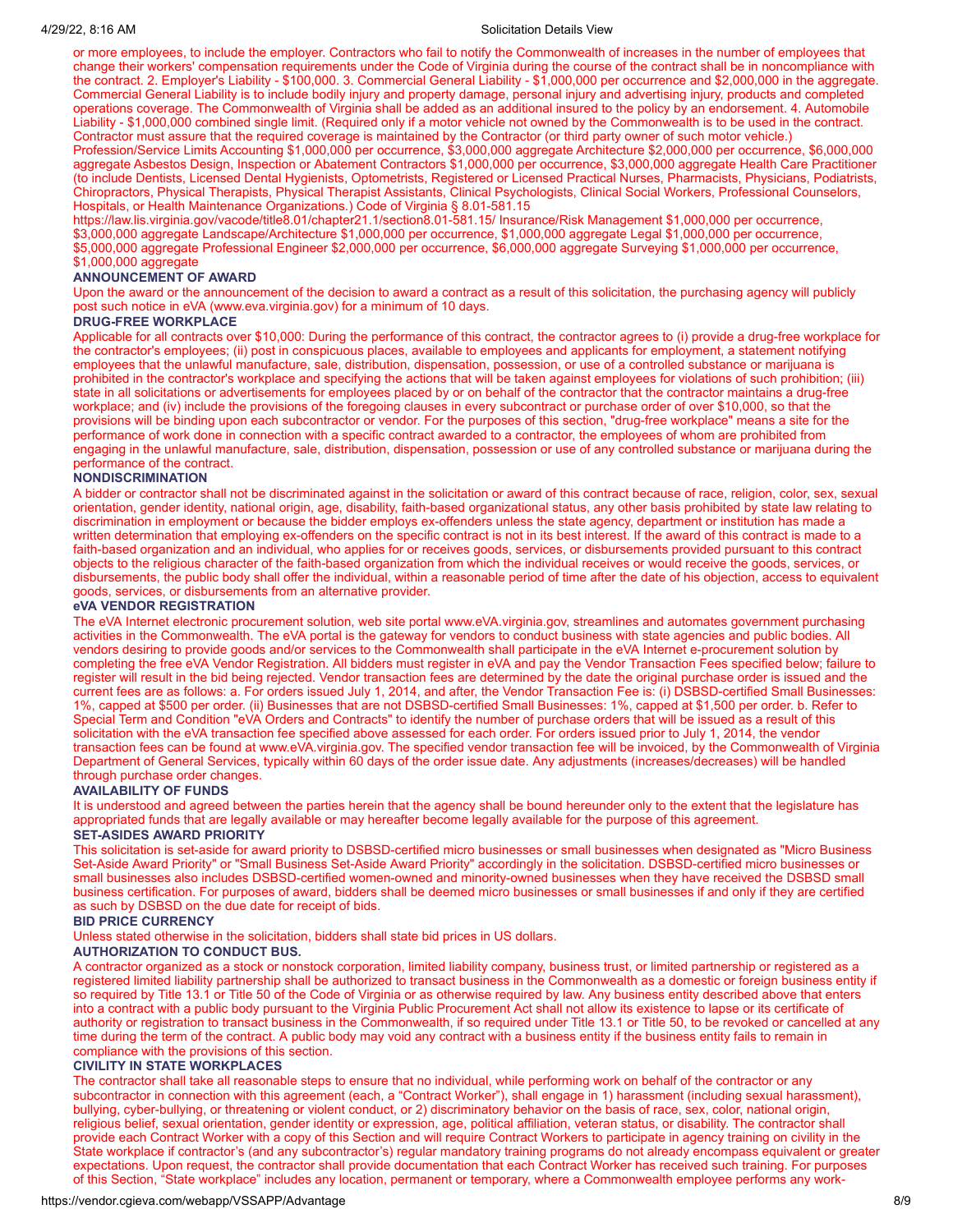or more employees, to include the employer. Contractors who fail to notify the Commonwealth of increases in the number of employees that change their workers' compensation requirements under the Code of Virginia during the course of the contract shall be in noncompliance with the contract. 2. Employer's Liability - $100,000. 3. Commercial General Liability - $1,000,000 per occurrence and $2,000,000 in the aggregate. Commercial General Liability is to include bodily injury and property damage, personal injury and advertising injury, products and completed operations coverage. The Commonwealth of Virginia shall be added as an additional insured to the policy by an endorsement. 4. Automobile Liability - $1,000,000 combined single limit. (Required only if a motor vehicle not owned by the Commonwealth is to be used in the contract. Contractor must assure that the required coverage is maintained by the Contractor (or third party owner of such motor vehicle.) Profession/Service Limits Accounting $1,000,000 per occurrence, $3,000,000 aggregate Architecture $2,000,000 per occurrence, $6,000,000 aggregate Asbestos Design, Inspection or Abatement Contractors $1,000,000 per occurrence, $3,000,000 aggregate Health Care Practitioner (to include Dentists, Licensed Dental Hygienists, Optometrists, Registered or Licensed Practical Nurses, Pharmacists, Physicians, Podiatrists, Chiropractors, Physical Therapists, Physical Therapist Assistants, Clinical Psychologists, Clinical Social Workers, Professional Counselors, Hospitals, or Health Maintenance Organizations.) Code of Virginia § 8.01-581.15 https://law.lis.virginia.gov/vacode/title8.01/chapter21.1/section8.01-581.15/ Insurance/Risk Management $1,000,000 per occurrence, $3,000,000 aggregate Landscape/Architecture $1,000,000 per occurrence, $1,000,000 aggregate Legal $1,000,000 per occurrence, $5,000,000 aggregate Professional Engineer $2,000,000 per occurrence, $6,000,000 aggregate Surveying $1,000,000 per occurrence, $1,000,000 aggregate

**ANNOUNCEMENT OF AWARD**

Upon the award or the announcement of the decision to award a contract as a result of this solicitation, the purchasing agency will publicly post such notice in eVA (www.eva.virginia.gov) for a minimum of 10 days.

**DRUG-FREE WORKPLACE**

Applicable for all contracts over $10,000: During the performance of this contract, the contractor agrees to (i) provide a drug-free workplace for the contractor's employees; (ii) post in conspicuous places, available to employees and applicants for employment, a statement notifying employees that the unlawful manufacture, sale, distribution, dispensation, possession, or use of a controlled substance or marijuana is prohibited in the contractor's workplace and specifying the actions that will be taken against employees for violations of such prohibition; (iii) state in all solicitations or advertisements for employees placed by or on behalf of the contractor that the contractor maintains a drug-free workplace; and (iv) include the provisions of the foregoing clauses in every subcontract or purchase order of over $10,000, so that the provisions will be binding upon each subcontractor or vendor. For the purposes of this section, "drug-free workplace" means a site for the performance of work done in connection with a specific contract awarded to a contractor, the employees of whom are prohibited from engaging in the unlawful manufacture, sale, distribution, dispensation, possession or use of any controlled substance or marijuana during the performance of the contract.

**NONDISCRIMINATION**

A bidder or contractor shall not be discriminated against in the solicitation or award of this contract because of race, religion, color, sex, sexual orientation, gender identity, national origin, age, disability, faith-based organizational status, any other basis prohibited by state law relating to discrimination in employment or because the bidder employs ex-offenders unless the state agency, department or institution has made a written determination that employing ex-offenders on the specific contract is not in its best interest. If the award of this contract is made to a faith-based organization and an individual, who applies for or receives goods, services, or disbursements provided pursuant to this contract objects to the religious character of the faith-based organization from which the individual receives or would receive the goods, services, or disbursements, the public body shall offer the individual, within a reasonable period of time after the date of his objection, access to equivalent goods, services, or disbursements from an alternative provider.

**eVA VENDOR REGISTRATION**

The eVA Internet electronic procurement solution, web site portal www.eVA.virginia.gov, streamlines and automates government purchasing activities in the Commonwealth. The eVA portal is the gateway for vendors to conduct business with state agencies and public bodies. All vendors desiring to provide goods and/or services to the Commonwealth shall participate in the eVA Internet e-procurement solution by completing the free eVA Vendor Registration. All bidders must register in eVA and pay the Vendor Transaction Fees specified below; failure to register will result in the bid being rejected. Vendor transaction fees are determined by the date the original purchase order is issued and the current fees are as follows: a. For orders issued July 1, 2014, and after, the Vendor Transaction Fee is: (i) DSBSD-certified Small Businesses: 1%, capped at $500 per order. (ii) Businesses that are not DSBSD-certified Small Businesses: 1%, capped at $1,500 per order. b. Refer to Special Term and Condition "eVA Orders and Contracts" to identify the number of purchase orders that will be issued as a result of this solicitation with the eVA transaction fee specified above assessed for each order. For orders issued prior to July 1, 2014, the vendor transaction fees can be found at www.eVA.virginia.gov. The specified vendor transaction fee will be invoiced, by the Commonwealth of Virginia Department of General Services, typically within 60 days of the order issue date. Any adjustments (increases/decreases) will be handled through purchase order changes.

**AVAILABILITY OF FUNDS**

It is understood and agreed between the parties herein that the agency shall be bound hereunder only to the extent that the legislature has appropriated funds that are legally available or may hereafter become legally available for the purpose of this agreement.

**SET-ASIDES AWARD PRIORITY**

This solicitation is set-aside for award priority to DSBSD-certified micro businesses or small businesses when designated as "Micro Business Set-Aside Award Priority" or "Small Business Set-Aside Award Priority" accordingly in the solicitation. DSBSD-certified micro businesses or small businesses also includes DSBSD-certified women-owned and minority-owned businesses when they have received the DSBSD small business certification. For purposes of award, bidders shall be deemed micro businesses or small businesses if and only if they are certified as such by DSBSD on the due date for receipt of bids.

**BID PRICE CURRENCY**

Unless stated otherwise in the solicitation, bidders shall state bid prices in US dollars.

**AUTHORIZATION TO CONDUCT BUS.**

A contractor organized as a stock or nonstock corporation, limited liability company, business trust, or limited partnership or registered as a registered limited liability partnership shall be authorized to transact business in the Commonwealth as a domestic or foreign business entity if so required by Title 13.1 or Title 50 of the Code of Virginia or as otherwise required by law. Any business entity described above that enters into a contract with a public body pursuant to the Virginia Public Procurement Act shall not allow its existence to lapse or its certificate of authority or registration to transact business in the Commonwealth, if so required under Title 13.1 or Title 50, to be revoked or cancelled at any time during the term of the contract. A public body may void any contract with a business entity if the business entity fails to remain in compliance with the provisions of this section.

**CIVILITY IN STATE WORKPLACES**

The contractor shall take all reasonable steps to ensure that no individual, while performing work on behalf of the contractor or any subcontractor in connection with this agreement (each, a "Contract Worker"), shall engage in 1) harassment (including sexual harassment), bullying, cyber-bullying, or threatening or violent conduct, or 2) discriminatory behavior on the basis of race, sex, color, national origin, religious belief, sexual orientation, gender identity or expression, age, political affiliation, veteran status, or disability. The contractor shall provide each Contract Worker with a copy of this Section and will require Contract Workers to participate in agency training on civility in the State workplace if contractor's (and any subcontractor's) regular mandatory training programs do not already encompass equivalent or greater expectations. Upon request, the contractor shall provide documentation that each Contract Worker has received such training. For purposes of this Section, "State workplace" includes any location, permanent or temporary, where a Commonwealth employee performs any work-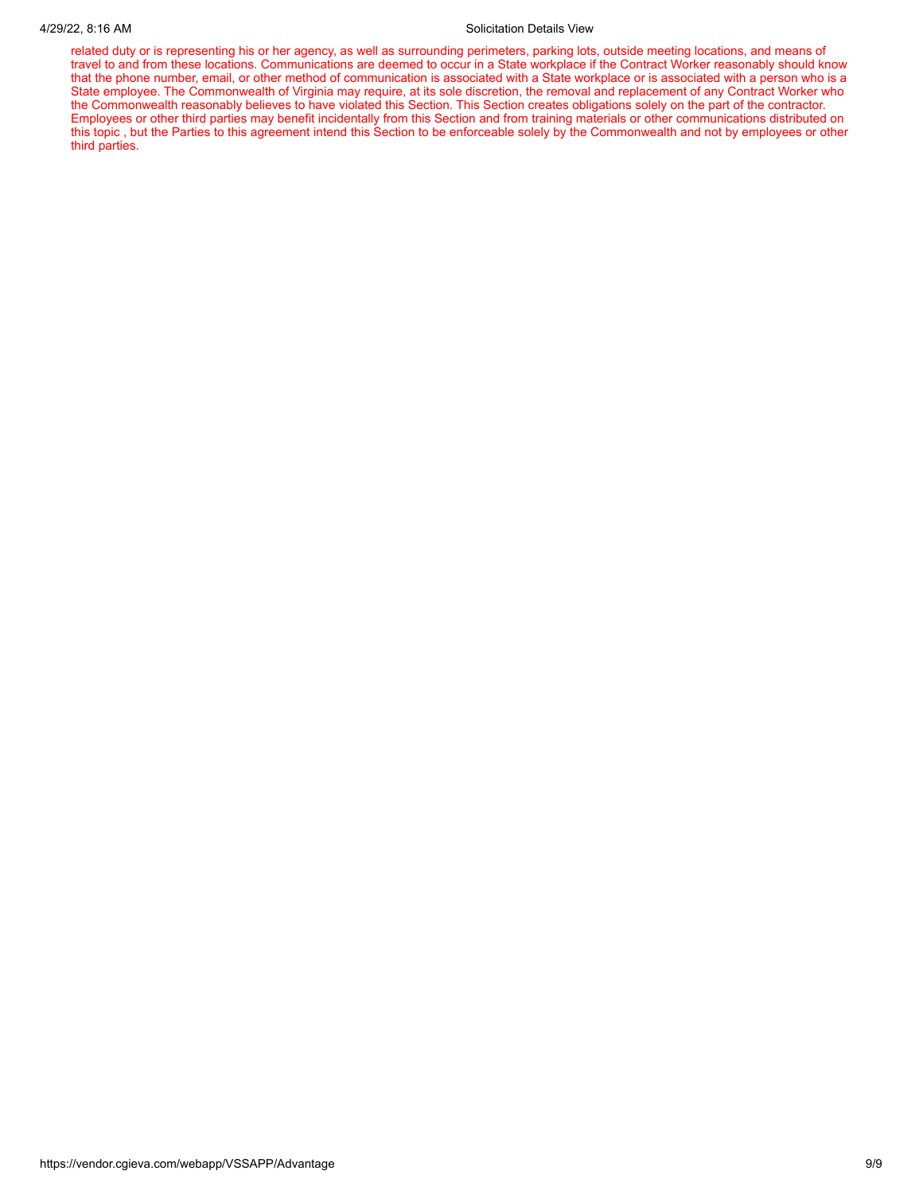related duty or is representing his or her agency, as well as surrounding perimeters, parking lots, outside meeting locations, and means of travel to and from these locations. Communications are deemed to occur in a State workplace if the Contract Worker reasonably should know that the phone number, email, or other method of communication is associated with a State workplace or is associated with a person who is a State employee. The Commonwealth of Virginia may require, at its sole discretion, the removal and replacement of any Contract Worker who the Commonwealth reasonably believes to have violated this Section. This Section creates obligations solely on the part of the contractor. Employees or other third parties may benefit incidentally from this Section and from training materials or other communications distributed on this topic , but the Parties to this agreement intend this Section to be enforceable solely by the Commonwealth and not by employees or other third parties.